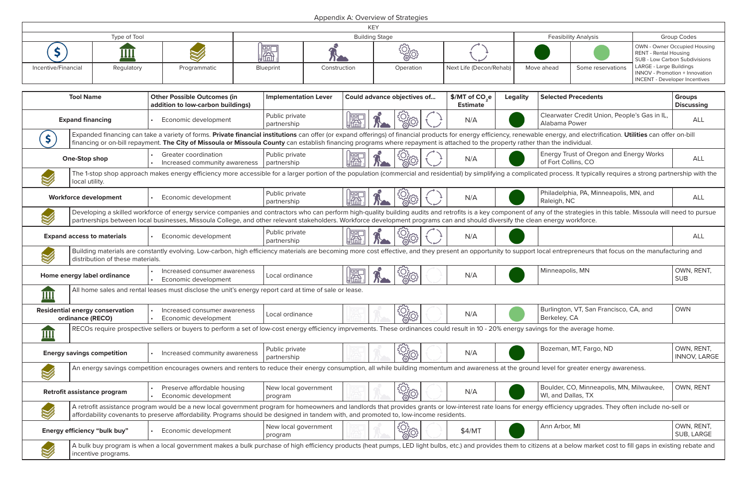# Appendix A: Overview of Strategies

**KEY**

| Type of Tool | | | Building Stage | | | | Feasibility Analysis | | Group Codes |
|---|---|---|---|---|---|---|---|---|---|
| Incentive/Financial | Regulatory | Programmatic | Blueprint | Construction | Operation | Next Life (Decon/Rehab) | Move ahead | Some reservations | OWN - Owner Occupied Housing<br>RENT - Rental Housing<br>SUB - Low Carbon Subdivisions<br>LARGE - Large Buildings<br>INNOV - Promotion + Innovation<br>INCENT - Developer Incentives |

| Tool Name | Other Possible Outcomes (in addition to low-carbon buildings) | Implementation Lever | Could advance objectives of... | $/MT of $CO_2e$ Estimate | Legality | Selected Precedents | Groups Discussing |
|---|---|---|---|---|---|---|---|
| **Expand financing** (Incentive/Financial) | • Economic development | Public private partnership | Blueprint, Construction, Operation, Next Life | N/A | Move ahead | Clearwater Credit Union, People's Gas in IL, Alabama Power | ALL |
| Expanded financing can take a variety of forms. **Private financial institutions** can offer (or expand offerings) of financial products for energy efficiency, renewable energy, and electrification. **Utilities** can offer on-bill financing or on-bill repayment. **The City of Missoula or Missoula County** can establish financing programs where repayment is attached to the property rather than the individual. | | | | | | | |
| **One-Stop shop** (Programmatic) | • Greater coordination<br>• Increased community awareness | Public private partnership | Blueprint, Construction, Operation, Next Life | N/A | Move ahead | Energy Trust of Oregon and Energy Works of Fort Collins, CO | ALL |
| The 1-stop shop approach makes energy efficiency more accessible for a larger portion of the population (commercial and residential) by simplifying a complicated process. It typically requires a strong partnership with the local utility. | | | | | | | |
| **Workforce development** (Programmatic) | • Economic development | Public private partnership | Blueprint, Construction, Operation, Next Life | N/A | Move ahead | Philadelphia, PA, Minneapolis, MN, and Raleigh, NC | ALL |
| Developing a skilled workforce of energy service companies and contractors who can perform high-quality building audits and retrofits is a key component of any of the strategies in this table. Missoula will need to pursue partnerships between local businesses, Missoula College, and other relevant stakeholders. Workforce development programs can and should diversify the clean energy workforce. | | | | | | | |
| **Expand access to materials** (Programmatic) | • Economic development | Public private partnership | Blueprint, Construction, Operation, Next Life | N/A | Move ahead | | ALL |
| Building materials are constantly evolving. Low-carbon, high efficiency materials are becoming more cost effective, and they present an opportunity to support local entrepreneurs that focus on the manufacturing and distribution of these materials. | | | | | | | |
| **Home energy label ordinance** (Regulatory) | • Increased consumer awareness<br>• Economic development | Local ordinance | Blueprint, Construction, Operation | N/A | Move ahead | Minneapolis, MN | OWN, RENT, SUB |
| All home sales and rental leases must disclose the unit's energy report card at time of sale or lease. | | | | | | | |
| **Residential energy conservation ordinance (RECO)** (Regulatory) | • Increased consumer awareness<br>• Economic development | Local ordinance | Operation | N/A | Some reservations | Burlington, VT, San Francisco, CA, and Berkeley, CA | OWN |
| RECOs require prospective sellers or buyers to perform a set of low-cost energy efficiency imprvements. These ordinances could result in 10 - 20% energy savings for the average home. | | | | | | | |
| **Energy savings competition** (Programmatic) | • Increased community awareness | Public private partnership | Operation | N/A | Move ahead | Bozeman, MT, Fargo, ND | OWN, RENT, INNOV, LARGE |
| An energy savings competition encourages owners and renters to reduce their energy consumption, all while building momentum and awareness at the ground level for greater energy awareness. | | | | | | | |
| **Retrofit assistance program** (Programmatic) | • Preserve affordable housing<br>• Economic development | New local government program | Operation | N/A | Move ahead | Boulder, CO, Minneapolis, MN, Milwaukee, WI, and Dallas, TX | OWN, RENT |
| A retrofit assistance program would be a new local government program for homeowners and landlords that provides grants or low-interest rate loans for energy efficiency upgrades. They often include no-sell or affordability covenants to preserve affordability. Programs should be designed in tandem with, and promoted to, low-income residents. | | | | | | | |
| **Energy efficiency "bulk buy"** (Programmatic) | • Economic development | New local government program | Operation | $4/MT | Move ahead | Ann Arbor, MI | OWN, RENT, SUB, LARGE |
| A bulk buy program is when a local government makes a bulk purchase of high efficiency products (heat pumps, LED light bulbs, etc.) and provides them to citizens at a below market cost to fill gaps in existing rebate and incentive programs. | | | | | | | |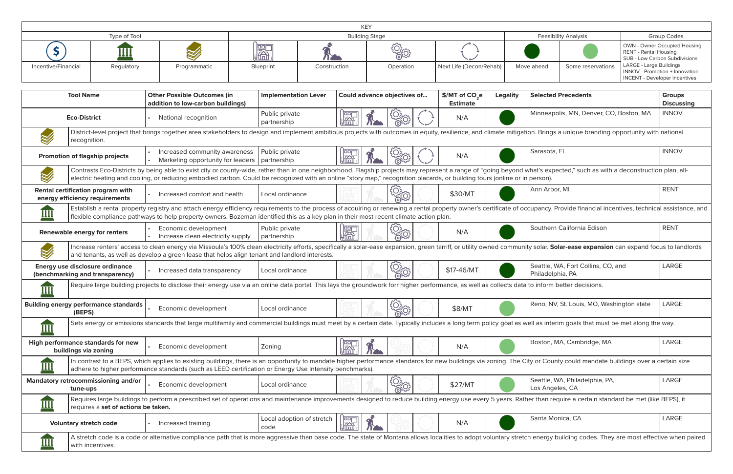| KEY | | | | | | | | | | |
|---|---|---|---|---|---|---|---|---|---|---|
| Type of Tool | | | Building Stage | | | | Feasibility Analysis | | Group Codes | |
| Incentive/Financial | Regulatory | Programmatic | Blueprint | Construction | Operation | Next Life (Decon/Rehab) | Move ahead | Some reservations | OWN - Owner Occupied Housing<br>RENT - Rental Housing<br>SUB - Low Carbon Subdivisions<br>LARGE - Large Buildings<br>INNOV - Promotion + Innovation<br>INCENT - Developer Incentives | |

| Tool Name | Other Possible Outcomes (in addition to low-carbon buildings) | Implementation Lever | Could advance objectives of... | $/MT of $CO_2e$ Estimate | Legality | Selected Precedents | Groups Discussing |
|---|---|---|---|---|---|---|---|
| **Eco-District** | • National recognition | Public private partnership | Blueprint, Construction, Operation, Next Life | N/A | Move ahead | Minneapolis, MN, Denver, CO, Boston, MA | INNOV |
| Programmatic | District-level project that brings together area stakeholders to design and implement ambitious projects with outcomes in equity, resilience, and climate mitigation. Brings a unique branding opportunity with national recognition. | | | | | | |
| **Promotion of flagship projects** | • Increased community awareness<br>• Marketing opportunity for leaders | Public private partnership | Blueprint, Construction, Operation, Next Life | N/A | Move ahead | Sarasota, FL | INNOV |
| Programmatic | Contrasts Eco-Districts by being able to exist city or county-wide, rather than in one neighborhood. Flagship projects may represent a range of "going beyond what's expected," such as with a deconstruction plan, all-electric heating and cooling, or reducing embodied carbon. Could be recognized with an online "story map," recognition placards, or building tours (online or in person). | | | | | | |
| **Rental certification program with energy efficiency requirements** | • Increased comfort and health | Local ordinance | Operation | $30/MT | Move ahead | Ann Arbor, MI | RENT |
| Regulatory | Establish a rental property registry and attach energy efficiency requirements to the process of acquiring or renewing a rental property owner's certificate of occupancy. Provide financial incentives, technical assistance, and flexible compliance pathways to help property owners. Bozeman identified this as a key plan in their most recent climate action plan. | | | | | | |
| **Renewable energy for renters** | • Economic development<br>• Increase clean electricity supply | Public private partnership | Blueprint, Operation | N/A | Move ahead | Southern California Edison | RENT |
| Programmatic | Increase renters' access to clean energy via Missoula's 100% clean electricity efforts, specifically a solar-ease expansion, green tariff, or utility owned community solar. **Solar-ease expansion** can expand focus to landlords and tenants, as well as develop a green lease that helps align tenant and landlord interests. | | | | | | |
| **Energy use disclosure ordinance (benchmarking and transparency)** | • Increased data transparency | Local ordinance | Operation | $17-46/MT | Move ahead | Seattle, WA, Fort Collins, CO, and Philadelphia, PA | LARGE |
| Regulatory | Require large building projects to disclose their energy use via an online data portal. This lays the groundwork forr higher performance, as well as collects data to inform better decisions. | | | | | | |
| **Building energy performance standards (BEPS)** | • Economic development | Local ordinance | Operation | $8/MT | Some reservations | Reno, NV, St. Louis, MO, Washington state | LARGE |
| Regulatory | Sets energy or emissions standards that large multifamily and commercial buildings must meet by a certain date. Typically includes a long term policy goal as well as interim goals that must be met along the way. | | | | | | |
| **High performance standards for new buildings via zoning** | • Economic development | Zoning | Blueprint, Construction | N/A | Some reservations | Boston, MA, Cambridge, MA | LARGE |
| Regulatory | In contrast to a BEPS, which applies to existing buildings, there is an opportunity to mandate higher performance standards for new buildings via zoning. The City or County could mandate buildings over a certain size adhere to higher performance standards (such as LEED certification or Energy Use Intensity benchmarks). | | | | | | |
| **Mandatory retrocommissioning and/or tune-ups** | • Economic development | Local ordinance | Operation | $27/MT | Some reservations | Seattle, WA, Philadelphia, PA, Los Angeles, CA | LARGE |
| Regulatory | Requires large buildings to perform a prescribed set of operations and maintenance improvements designed to reduce building energy use every 5 years. Rather than require a certain standard be met (like BEPS), it requires a **set of actions be taken.** | | | | | | |
| **Voluntary stretch code** | • Increased training | Local adoption of stretch code | Blueprint, Construction | N/A | Move ahead | Santa Monica, CA | LARGE |
| Regulatory | A stretch code is a code or alternative compliance path that is more aggressive than base code. The state of Montana allows localities to adopt voluntary stretch energy building codes. They are most effective when paired with incentives. | | | | | | |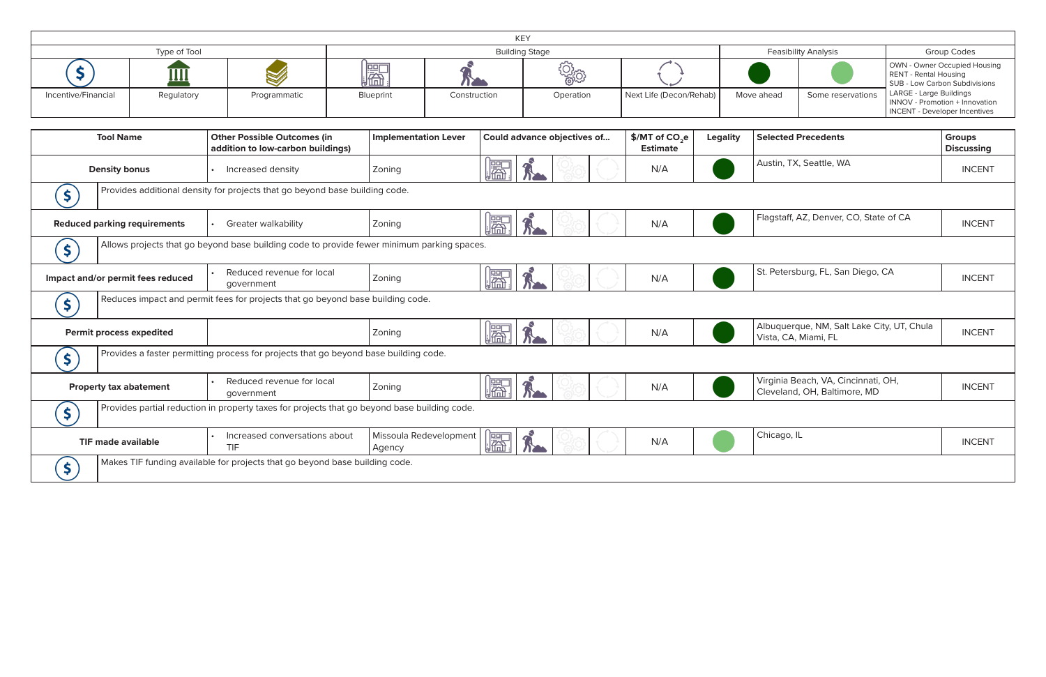| KEY | | | | | | | | | |
|---|---|---|---|---|---|---|---|---|---|
| Type of Tool | | | Building Stage | | | | Feasibility Analysis | | Group Codes |
| Incentive/Financial | Regulatory | Programmatic | Blueprint | Construction | Operation | Next Life (Decon/Rehab) | Move ahead | Some reservations | OWN - Owner Occupied Housing<br>RENT - Rental Housing<br>SUB - Low Carbon Subdivisions<br>LARGE - Large Buildings<br>INNOV - Promotion + Innovation<br>INCENT - Developer Incentives |

| Tool Name | Other Possible Outcomes (in addition to low-carbon buildings) | Implementation Lever | Could advance objectives of... | \$/MT of $CO_2$e Estimate | Legality | Selected Precedents | Groups Discussing |
|---|---|---|---|---|---|---|---|
| **Density bonus** | • Increased density | Zoning | Blueprint, Construction | N/A | Move ahead | Austin, TX, Seattle, WA | INCENT |
| Incentive/Financial: Provides additional density for projects that go beyond base building code. | | | | | | | |
| **Reduced parking requirements** | • Greater walkability | Zoning | Blueprint, Construction | N/A | Move ahead | Flagstaff, AZ, Denver, CO, State of CA | INCENT |
| Incentive/Financial: Allows projects that go beyond base building code to provide fewer minimum parking spaces. | | | | | | | |
| **Impact and/or permit fees reduced** | • Reduced revenue for local government | Zoning | Blueprint, Construction | N/A | Move ahead | St. Petersburg, FL, San Diego, CA | INCENT |
| Incentive/Financial: Reduces impact and permit fees for projects that go beyond base building code. | | | | | | | |
| **Permit process expedited** | | Zoning | Blueprint, Construction | N/A | Move ahead | Albuquerque, NM, Salt Lake City, UT, Chula Vista, CA, Miami, FL | INCENT |
| Incentive/Financial: Provides a faster permitting process for projects that go beyond base building code. | | | | | | | |
| **Property tax abatement** | • Reduced revenue for local government | Zoning | Blueprint, Construction | N/A | Move ahead | Virginia Beach, VA, Cincinnati, OH, Cleveland, OH, Baltimore, MD | INCENT |
| Incentive/Financial: Provides partial reduction in property taxes for projects that go beyond base building code. | | | | | | | |
| **TIF made available** | • Increased conversations about TIF | Missoula Redevelopment Agency | Blueprint, Construction | N/A | Some reservations | Chicago, IL | INCENT |
| Incentive/Financial: Makes TIF funding available for projects that go beyond base building code. | | | | | | | |